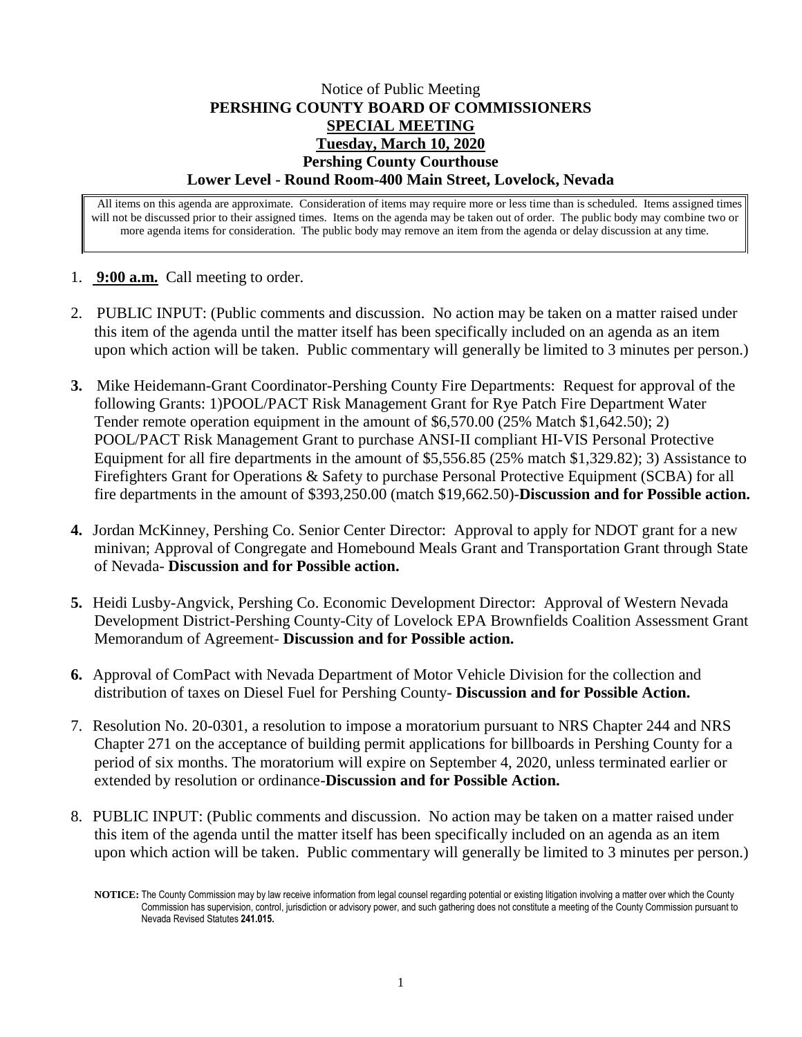Notice of Public Meeting

**PERSHING COUNTY BOARD OF COMMISSIONERS**

**SPECIAL MEETING**

**Tuesday, March 10, 2020**

**Pershing County Courthouse**

**Lower Level - Round Room-400 Main Street, Lovelock, Nevada**

All items on this agenda are approximate. Consideration of items may require more or less time than is scheduled. Items assigned times will not be discussed prior to their assigned times. Items on the agenda may be taken out of order. The public body may combine two or more agenda items for consideration. The public body may remove an item from the agenda or delay discussion at any time.

1. **9:00 a.m.** Call meeting to order.

2. PUBLIC INPUT: (Public comments and discussion. No action may be taken on a matter raised under this item of the agenda until the matter itself has been specifically included on an agenda as an item upon which action will be taken. Public commentary will generally be limited to 3 minutes per person.)

3. Mike Heidemann-Grant Coordinator-Pershing County Fire Departments: Request for approval of the following Grants: 1)POOL/PACT Risk Management Grant for Rye Patch Fire Department Water Tender remote operation equipment in the amount of $6,570.00 (25% Match $1,642.50); 2) POOL/PACT Risk Management Grant to purchase ANSI-II compliant HI-VIS Personal Protective Equipment for all fire departments in the amount of $5,556.85 (25% match $1,329.82); 3) Assistance to Firefighters Grant for Operations & Safety to purchase Personal Protective Equipment (SCBA) for all fire departments in the amount of $393,250.00 (match $19,662.50)-**Discussion and for Possible action.**

4. Jordan McKinney, Pershing Co. Senior Center Director: Approval to apply for NDOT grant for a new minivan; Approval of Congregate and Homebound Meals Grant and Transportation Grant through State of Nevada- **Discussion and for Possible action.**

5. Heidi Lusby-Angvick, Pershing Co. Economic Development Director: Approval of Western Nevada Development District-Pershing County-City of Lovelock EPA Brownfields Coalition Assessment Grant Memorandum of Agreement- **Discussion and for Possible action.**

6. Approval of ComPact with Nevada Department of Motor Vehicle Division for the collection and distribution of taxes on Diesel Fuel for Pershing County- **Discussion and for Possible Action.**

7. Resolution No. 20-0301, a resolution to impose a moratorium pursuant to NRS Chapter 244 and NRS Chapter 271 on the acceptance of building permit applications for billboards in Pershing County for a period of six months. The moratorium will expire on September 4, 2020, unless terminated earlier or extended by resolution or ordinance-**Discussion and for Possible Action.**

8. PUBLIC INPUT: (Public comments and discussion. No action may be taken on a matter raised under this item of the agenda until the matter itself has been specifically included on an agenda as an item upon which action will be taken. Public commentary will generally be limited to 3 minutes per person.)

**NOTICE:** The County Commission may by law receive information from legal counsel regarding potential or existing litigation involving a matter over which the County Commission has supervision, control, jurisdiction or advisory power, and such gathering does not constitute a meeting of the County Commission pursuant to Nevada Revised Statutes **241.015.**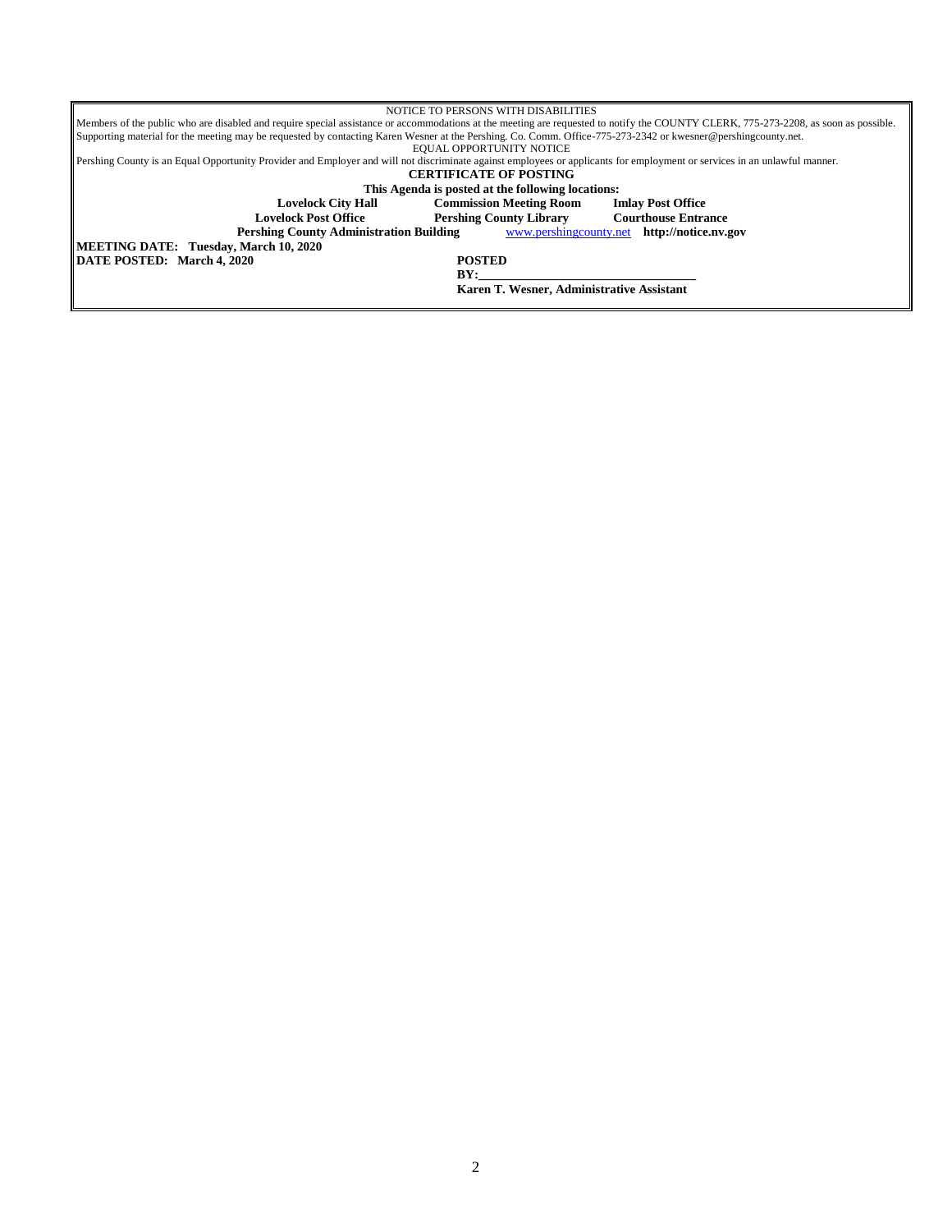NOTICE TO PERSONS WITH DISABILITIES

Members of the public who are disabled and require special assistance or accommodations at the meeting are requested to notify the COUNTY CLERK, 775-273-2208, as soon as possible. Supporting material for the meeting may be requested by contacting Karen Wesner at the Pershing. Co. Comm. Office-775-273-2342 or kwesner@pershingcounty.net.

EQUAL OPPORTUNITY NOTICE

Pershing County is an Equal Opportunity Provider and Employer and will not discriminate against employees or applicants for employment or services in an unlawful manner.

**CERTIFICATE OF POSTING**

**This Agenda is posted at the following locations:**

| | | |
|---|---|---|
| **Lovelock City Hall** | **Commission Meeting Room** | **Imlay Post Office** |
| **Lovelock Post Office** | **Pershing County Library** | **Courthouse Entrance** |
| **Pershing County Administration Building** | www.pershingcounty.net | **http://notice.nv.gov** |

**MEETING DATE: Tuesday, March 10, 2020**

**DATE POSTED: March 4, 2020**

**POSTED**

**BY:\_\_\_\_\_\_\_\_\_\_\_\_\_\_\_\_\_\_\_\_\_\_\_\_\_\_\_\_\_\_\_\_\_**

**Karen T. Wesner, Administrative Assistant**